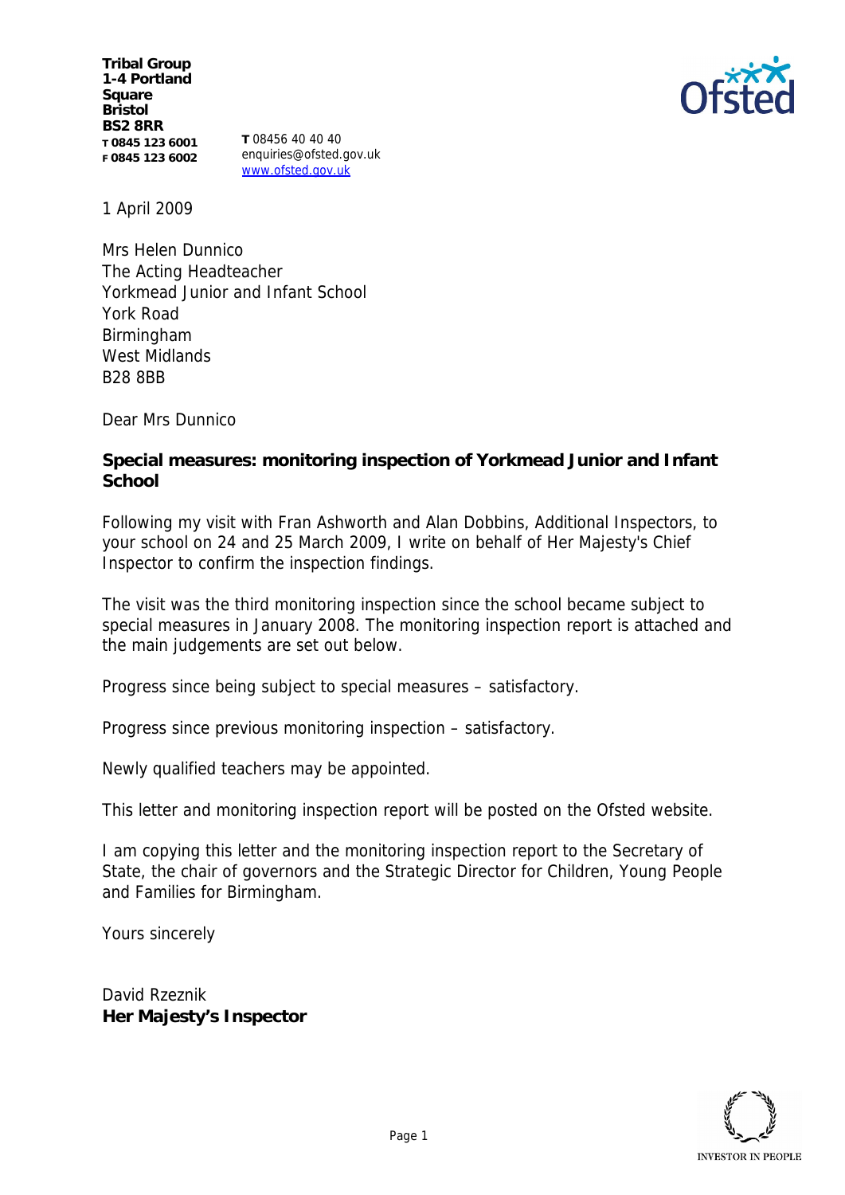**Tribal Group**
**1-4 Portland Square**
**Bristol**
**BS2 8RR**
**T 0845 123 6001**
**F 0845 123 6002**

**T** 08456 40 40 40
enquiries@ofsted.gov.uk
www.ofsted.gov.uk

1 April 2009

Mrs Helen Dunnico
The Acting Headteacher
Yorkmead Junior and Infant School
York Road
Birmingham
West Midlands
B28 8BB

Dear Mrs Dunnico

**Special measures: monitoring inspection of Yorkmead Junior and Infant School**

Following my visit with Fran Ashworth and Alan Dobbins, Additional Inspectors, to your school on 24 and 25 March 2009, I write on behalf of Her Majesty's Chief Inspector to confirm the inspection findings.

The visit was the third monitoring inspection since the school became subject to special measures in January 2008. The monitoring inspection report is attached and the main judgements are set out below.

Progress since being subject to special measures – satisfactory.

Progress since previous monitoring inspection – satisfactory.

Newly qualified teachers may be appointed.

This letter and monitoring inspection report will be posted on the Ofsted website.

I am copying this letter and the monitoring inspection report to the Secretary of State, the chair of governors and the Strategic Director for Children, Young People and Families for Birmingham.

Yours sincerely

David Rzeznik
**Her Majesty's Inspector**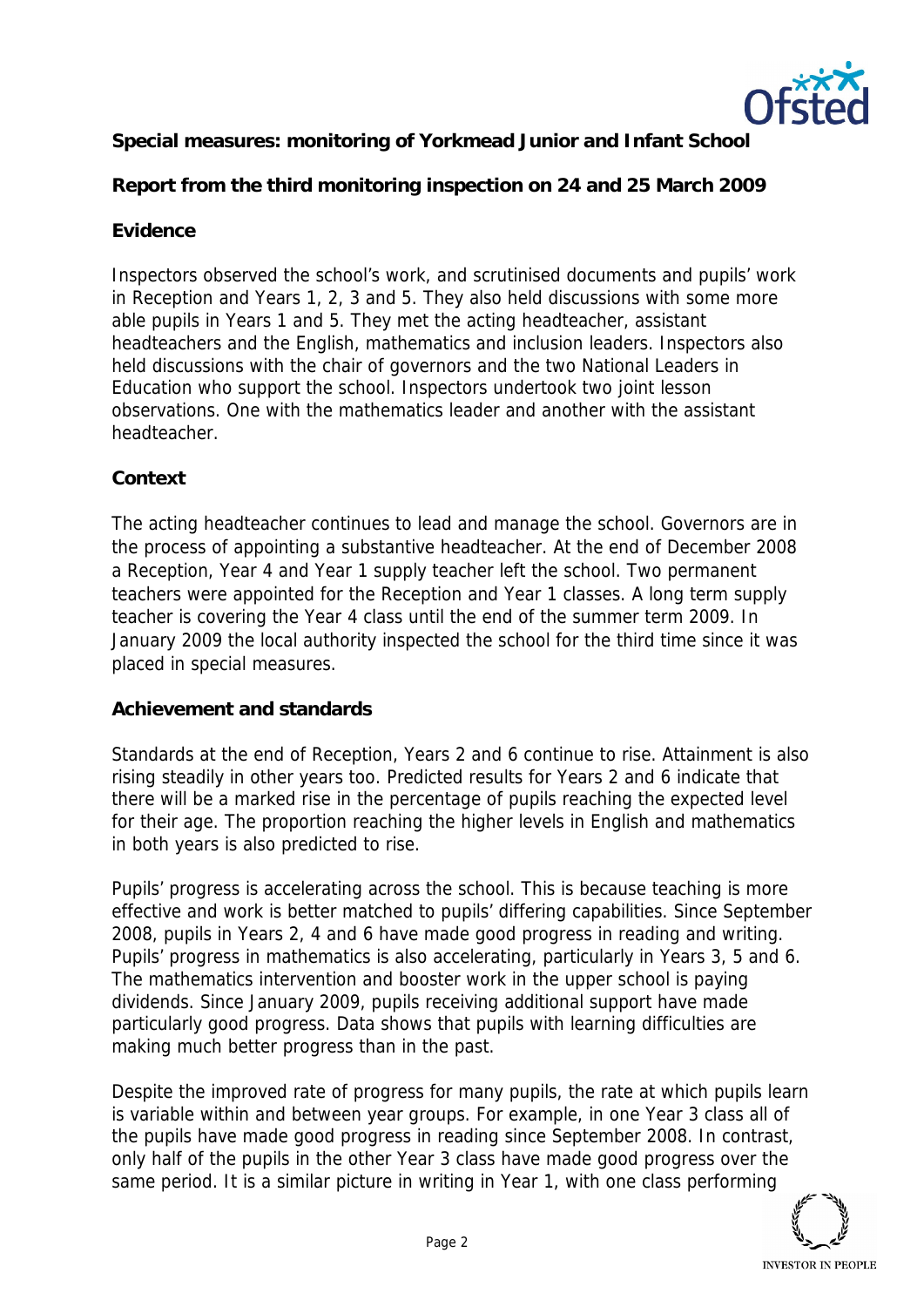**Special measures: monitoring of Yorkmead Junior and Infant School**

**Report from the third monitoring inspection on 24 and 25 March 2009**

**Evidence**

Inspectors observed the school's work, and scrutinised documents and pupils' work in Reception and Years 1, 2, 3 and 5. They also held discussions with some more able pupils in Years 1 and 5. They met the acting headteacher, assistant headteachers and the English, mathematics and inclusion leaders. Inspectors also held discussions with the chair of governors and the two National Leaders in Education who support the school. Inspectors undertook two joint lesson observations. One with the mathematics leader and another with the assistant headteacher.

**Context**

The acting headteacher continues to lead and manage the school. Governors are in the process of appointing a substantive headteacher. At the end of December 2008 a Reception, Year 4 and Year 1 supply teacher left the school. Two permanent teachers were appointed for the Reception and Year 1 classes. A long term supply teacher is covering the Year 4 class until the end of the summer term 2009. In January 2009 the local authority inspected the school for the third time since it was placed in special measures.

**Achievement and standards**

Standards at the end of Reception, Years 2 and 6 continue to rise. Attainment is also rising steadily in other years too. Predicted results for Years 2 and 6 indicate that there will be a marked rise in the percentage of pupils reaching the expected level for their age. The proportion reaching the higher levels in English and mathematics in both years is also predicted to rise.

Pupils' progress is accelerating across the school. This is because teaching is more effective and work is better matched to pupils' differing capabilities. Since September 2008, pupils in Years 2, 4 and 6 have made good progress in reading and writing. Pupils' progress in mathematics is also accelerating, particularly in Years 3, 5 and 6. The mathematics intervention and booster work in the upper school is paying dividends. Since January 2009, pupils receiving additional support have made particularly good progress. Data shows that pupils with learning difficulties are making much better progress than in the past.

Despite the improved rate of progress for many pupils, the rate at which pupils learn is variable within and between year groups. For example, in one Year 3 class all of the pupils have made good progress in reading since September 2008. In contrast, only half of the pupils in the other Year 3 class have made good progress over the same period. It is a similar picture in writing in Year 1, with one class performing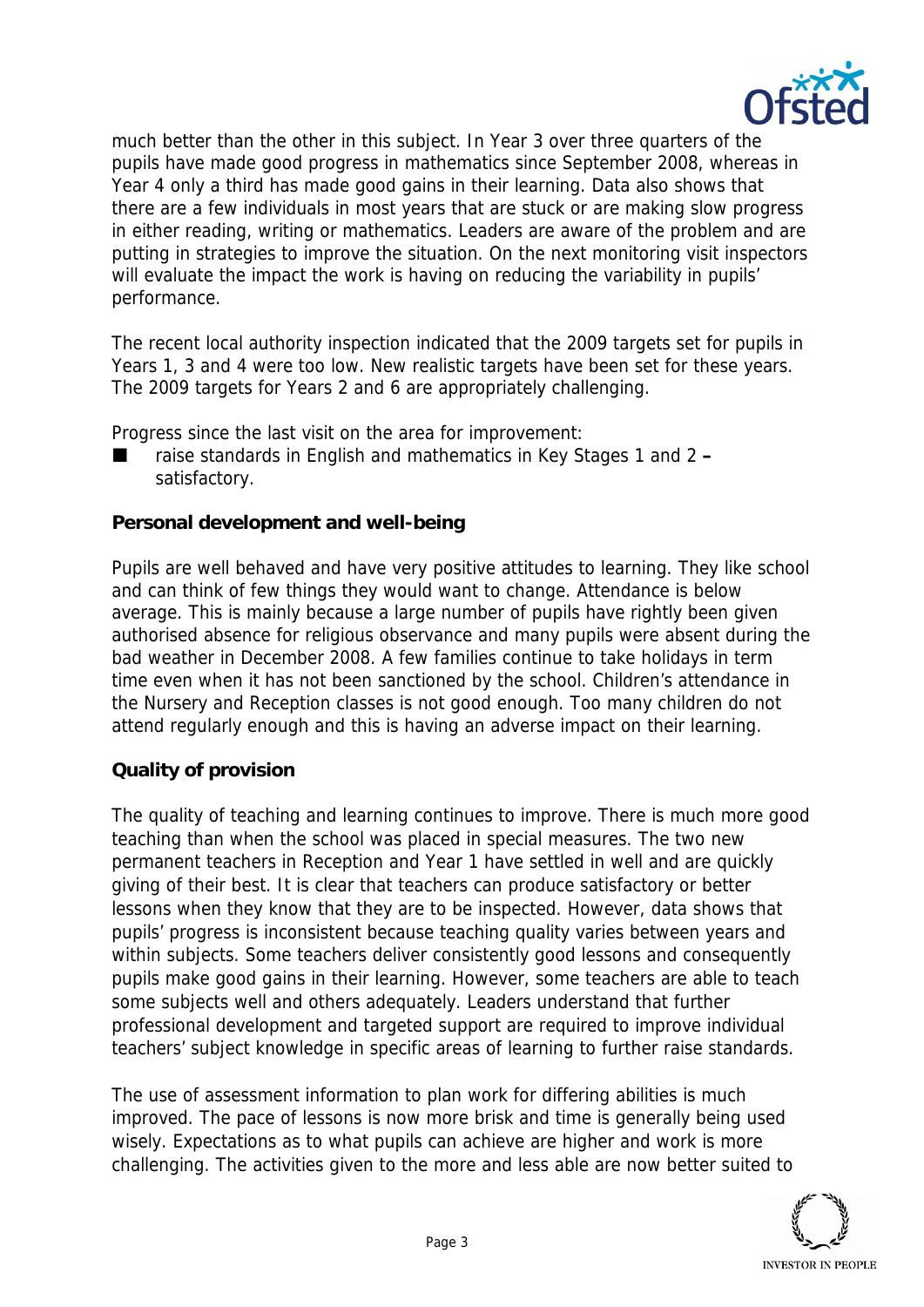much better than the other in this subject. In Year 3 over three quarters of the pupils have made good progress in mathematics since September 2008, whereas in Year 4 only a third has made good gains in their learning. Data also shows that there are a few individuals in most years that are stuck or are making slow progress in either reading, writing or mathematics. Leaders are aware of the problem and are putting in strategies to improve the situation. On the next monitoring visit inspectors will evaluate the impact the work is having on reducing the variability in pupils' performance.

The recent local authority inspection indicated that the 2009 targets set for pupils in Years 1, 3 and 4 were too low. New realistic targets have been set for these years. The 2009 targets for Years 2 and 6 are appropriately challenging.

Progress since the last visit on the area for improvement:

- raise standards in English and mathematics in Key Stages 1 and 2 – satisfactory.

**Personal development and well-being**

Pupils are well behaved and have very positive attitudes to learning. They like school and can think of few things they would want to change. Attendance is below average. This is mainly because a large number of pupils have rightly been given authorised absence for religious observance and many pupils were absent during the bad weather in December 2008. A few families continue to take holidays in term time even when it has not been sanctioned by the school. Children's attendance in the Nursery and Reception classes is not good enough. Too many children do not attend regularly enough and this is having an adverse impact on their learning.

**Quality of provision**

The quality of teaching and learning continues to improve. There is much more good teaching than when the school was placed in special measures. The two new permanent teachers in Reception and Year 1 have settled in well and are quickly giving of their best. It is clear that teachers can produce satisfactory or better lessons when they know that they are to be inspected. However, data shows that pupils' progress is inconsistent because teaching quality varies between years and within subjects. Some teachers deliver consistently good lessons and consequently pupils make good gains in their learning. However, some teachers are able to teach some subjects well and others adequately. Leaders understand that further professional development and targeted support are required to improve individual teachers' subject knowledge in specific areas of learning to further raise standards.

The use of assessment information to plan work for differing abilities is much improved. The pace of lessons is now more brisk and time is generally being used wisely. Expectations as to what pupils can achieve are higher and work is more challenging. The activities given to the more and less able are now better suited to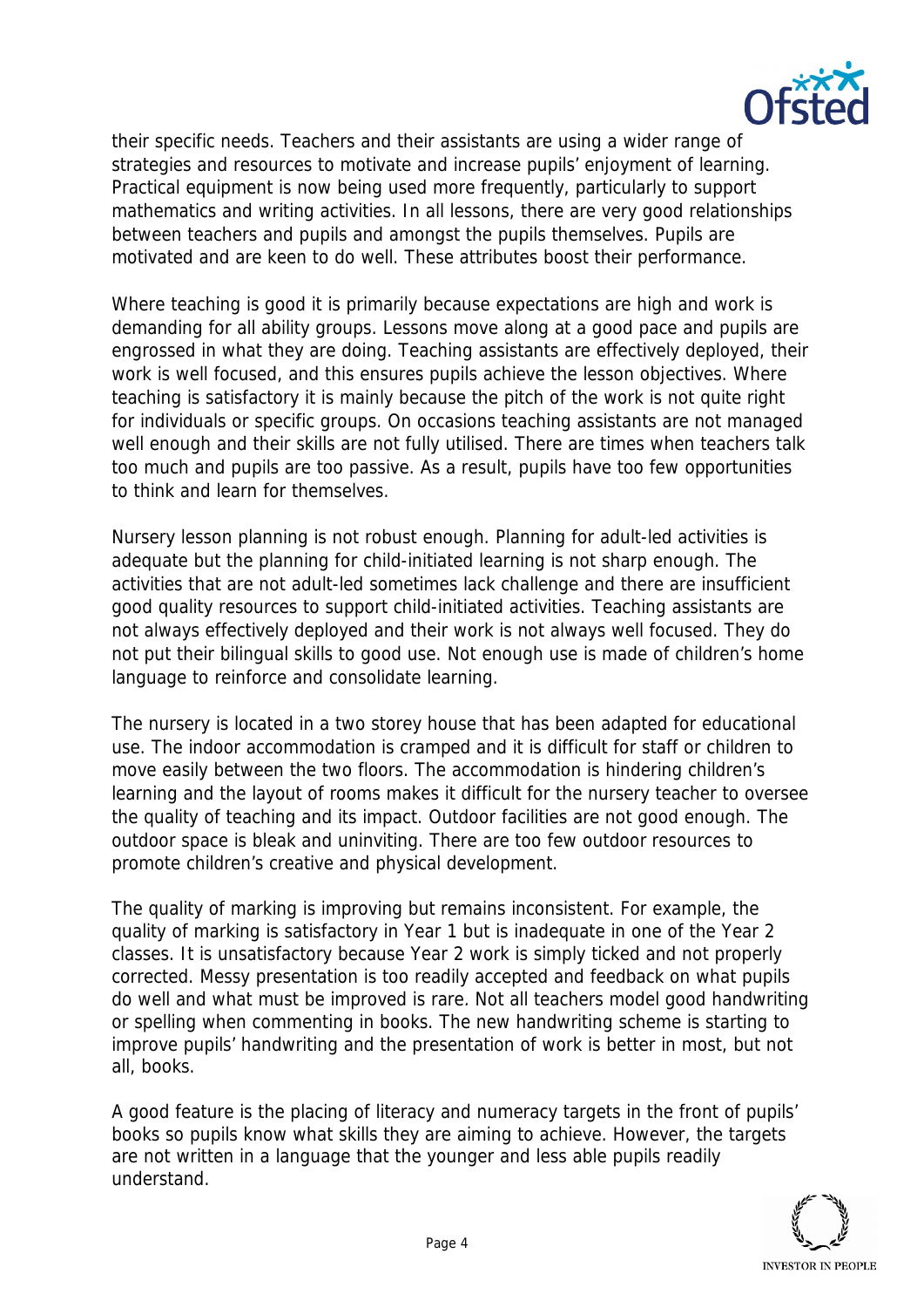their specific needs. Teachers and their assistants are using a wider range of strategies and resources to motivate and increase pupils' enjoyment of learning. Practical equipment is now being used more frequently, particularly to support mathematics and writing activities. In all lessons, there are very good relationships between teachers and pupils and amongst the pupils themselves. Pupils are motivated and are keen to do well. These attributes boost their performance.

Where teaching is good it is primarily because expectations are high and work is demanding for all ability groups. Lessons move along at a good pace and pupils are engrossed in what they are doing. Teaching assistants are effectively deployed, their work is well focused, and this ensures pupils achieve the lesson objectives. Where teaching is satisfactory it is mainly because the pitch of the work is not quite right for individuals or specific groups. On occasions teaching assistants are not managed well enough and their skills are not fully utilised. There are times when teachers talk too much and pupils are too passive. As a result, pupils have too few opportunities to think and learn for themselves.

Nursery lesson planning is not robust enough. Planning for adult-led activities is adequate but the planning for child-initiated learning is not sharp enough. The activities that are not adult-led sometimes lack challenge and there are insufficient good quality resources to support child-initiated activities. Teaching assistants are not always effectively deployed and their work is not always well focused. They do not put their bilingual skills to good use. Not enough use is made of children's home language to reinforce and consolidate learning.

The nursery is located in a two storey house that has been adapted for educational use. The indoor accommodation is cramped and it is difficult for staff or children to move easily between the two floors. The accommodation is hindering children's learning and the layout of rooms makes it difficult for the nursery teacher to oversee the quality of teaching and its impact. Outdoor facilities are not good enough. The outdoor space is bleak and uninviting. There are too few outdoor resources to promote children's creative and physical development.

The quality of marking is improving but remains inconsistent. For example, the quality of marking is satisfactory in Year 1 but is inadequate in one of the Year 2 classes. It is unsatisfactory because Year 2 work is simply ticked and not properly corrected. Messy presentation is too readily accepted and feedback on what pupils do well and what must be improved is rare. Not all teachers model good handwriting or spelling when commenting in books. The new handwriting scheme is starting to improve pupils' handwriting and the presentation of work is better in most, but not all, books.

A good feature is the placing of literacy and numeracy targets in the front of pupils' books so pupils know what skills they are aiming to achieve. However, the targets are not written in a language that the younger and less able pupils readily understand.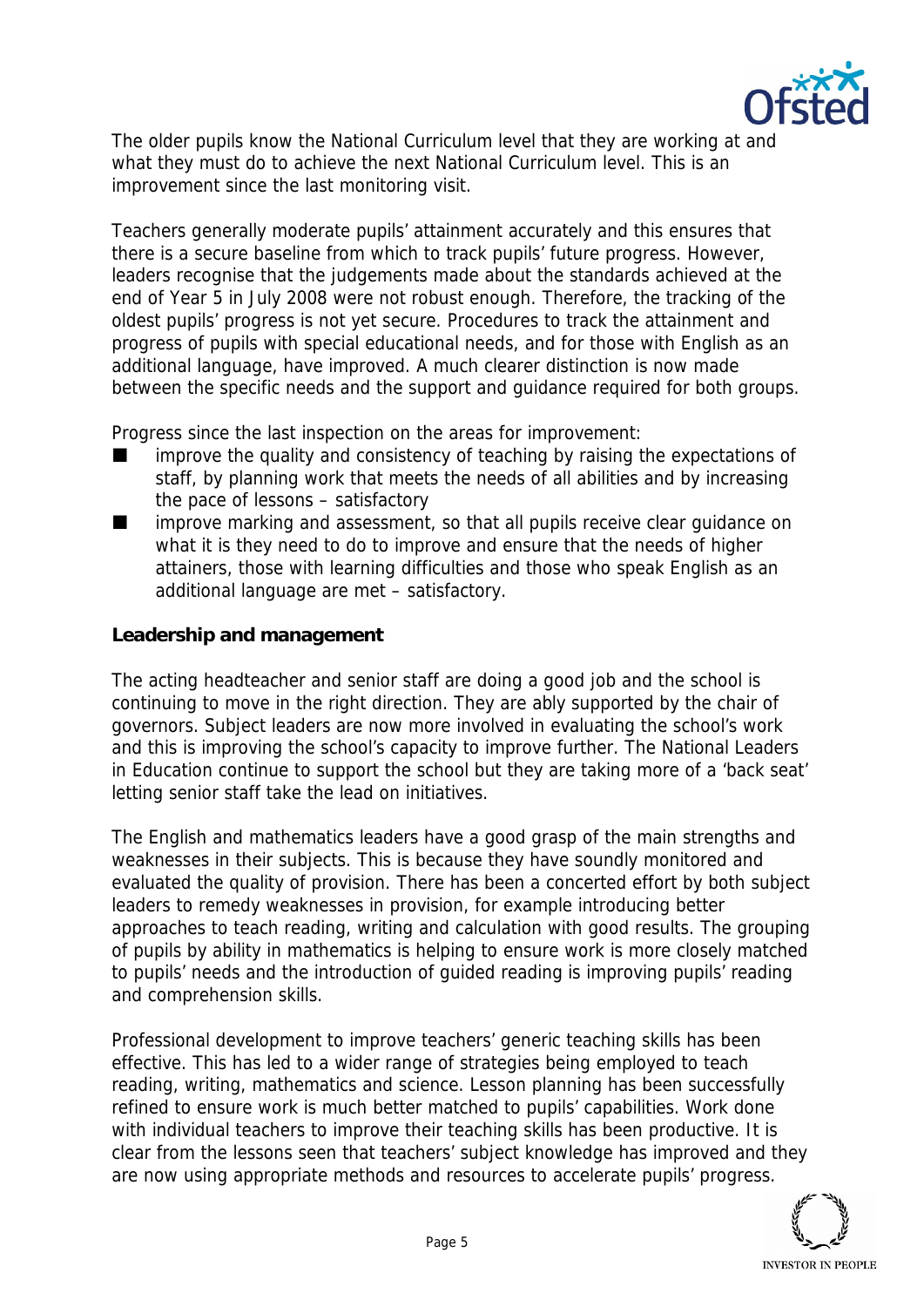The older pupils know the National Curriculum level that they are working at and what they must do to achieve the next National Curriculum level. This is an improvement since the last monitoring visit.

Teachers generally moderate pupils' attainment accurately and this ensures that there is a secure baseline from which to track pupils' future progress. However, leaders recognise that the judgements made about the standards achieved at the end of Year 5 in July 2008 were not robust enough. Therefore, the tracking of the oldest pupils' progress is not yet secure. Procedures to track the attainment and progress of pupils with special educational needs, and for those with English as an additional language, have improved. A much clearer distinction is now made between the specific needs and the support and guidance required for both groups.

Progress since the last inspection on the areas for improvement:

- improve the quality and consistency of teaching by raising the expectations of staff, by planning work that meets the needs of all abilities and by increasing the pace of lessons – satisfactory
- improve marking and assessment, so that all pupils receive clear guidance on what it is they need to do to improve and ensure that the needs of higher attainers, those with learning difficulties and those who speak English as an additional language are met – satisfactory.

**Leadership and management**

The acting headteacher and senior staff are doing a good job and the school is continuing to move in the right direction. They are ably supported by the chair of governors. Subject leaders are now more involved in evaluating the school's work and this is improving the school's capacity to improve further. The National Leaders in Education continue to support the school but they are taking more of a 'back seat' letting senior staff take the lead on initiatives.

The English and mathematics leaders have a good grasp of the main strengths and weaknesses in their subjects. This is because they have soundly monitored and evaluated the quality of provision. There has been a concerted effort by both subject leaders to remedy weaknesses in provision, for example introducing better approaches to teach reading, writing and calculation with good results. The grouping of pupils by ability in mathematics is helping to ensure work is more closely matched to pupils' needs and the introduction of guided reading is improving pupils' reading and comprehension skills.

Professional development to improve teachers' generic teaching skills has been effective. This has led to a wider range of strategies being employed to teach reading, writing, mathematics and science. Lesson planning has been successfully refined to ensure work is much better matched to pupils' capabilities. Work done with individual teachers to improve their teaching skills has been productive. It is clear from the lessons seen that teachers' subject knowledge has improved and they are now using appropriate methods and resources to accelerate pupils' progress.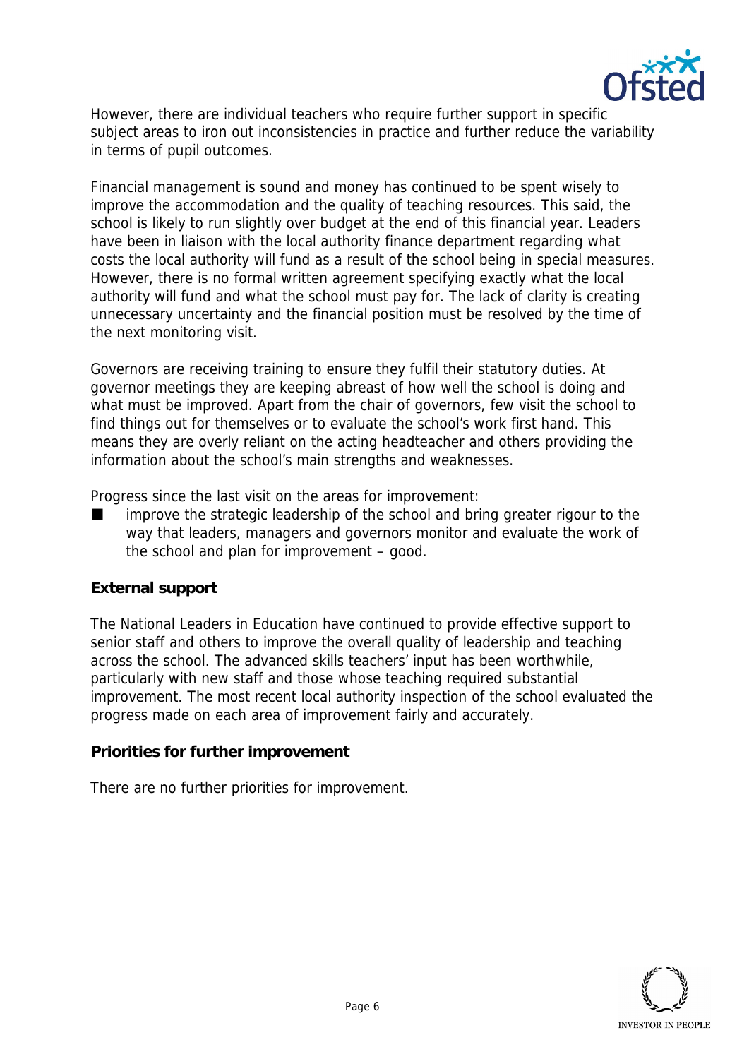However, there are individual teachers who require further support in specific subject areas to iron out inconsistencies in practice and further reduce the variability in terms of pupil outcomes.

Financial management is sound and money has continued to be spent wisely to improve the accommodation and the quality of teaching resources. This said, the school is likely to run slightly over budget at the end of this financial year. Leaders have been in liaison with the local authority finance department regarding what costs the local authority will fund as a result of the school being in special measures. However, there is no formal written agreement specifying exactly what the local authority will fund and what the school must pay for. The lack of clarity is creating unnecessary uncertainty and the financial position must be resolved by the time of the next monitoring visit.

Governors are receiving training to ensure they fulfil their statutory duties. At governor meetings they are keeping abreast of how well the school is doing and what must be improved. Apart from the chair of governors, few visit the school to find things out for themselves or to evaluate the school's work first hand. This means they are overly reliant on the acting headteacher and others providing the information about the school's main strengths and weaknesses.

Progress since the last visit on the areas for improvement:

- improve the strategic leadership of the school and bring greater rigour to the way that leaders, managers and governors monitor and evaluate the work of the school and plan for improvement – good.

**External support**

The National Leaders in Education have continued to provide effective support to senior staff and others to improve the overall quality of leadership and teaching across the school. The advanced skills teachers' input has been worthwhile, particularly with new staff and those whose teaching required substantial improvement. The most recent local authority inspection of the school evaluated the progress made on each area of improvement fairly and accurately.

**Priorities for further improvement**

There are no further priorities for improvement.